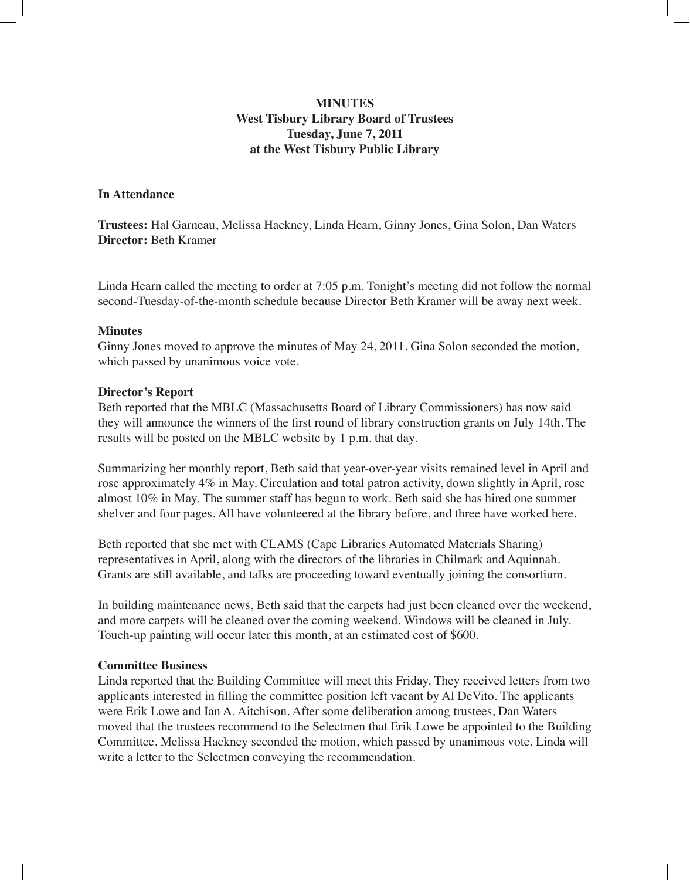**MINUTES**
**West Tisbury Library Board of Trustees**
**Tuesday, June 7, 2011**
**at the West Tisbury Public Library**

**In Attendance**

**Trustees:** Hal Garneau, Melissa Hackney, Linda Hearn, Ginny Jones, Gina Solon, Dan Waters
**Director:** Beth Kramer

Linda Hearn called the meeting to order at 7:05 p.m. Tonight's meeting did not follow the normal second-Tuesday-of-the-month schedule because Director Beth Kramer will be away next week.

**Minutes**
Ginny Jones moved to approve the minutes of May 24, 2011. Gina Solon seconded the motion, which passed by unanimous voice vote.

**Director's Report**
Beth reported that the MBLC (Massachusetts Board of Library Commissioners) has now said they will announce the winners of the first round of library construction grants on July 14th. The results will be posted on the MBLC website by 1 p.m. that day.

Summarizing her monthly report, Beth said that year-over-year visits remained level in April and rose approximately 4% in May. Circulation and total patron activity, down slightly in April, rose almost 10% in May. The summer staff has begun to work. Beth said she has hired one summer shelver and four pages. All have volunteered at the library before, and three have worked here.

Beth reported that she met with CLAMS (Cape Libraries Automated Materials Sharing) representatives in April, along with the directors of the libraries in Chilmark and Aquinnah. Grants are still available, and talks are proceeding toward eventually joining the consortium.

In building maintenance news, Beth said that the carpets had just been cleaned over the weekend, and more carpets will be cleaned over the coming weekend. Windows will be cleaned in July. Touch-up painting will occur later this month, at an estimated cost of $600.

**Committee Business**
Linda reported that the Building Committee will meet this Friday. They received letters from two applicants interested in filling the committee position left vacant by Al DeVito. The applicants were Erik Lowe and Ian A. Aitchison. After some deliberation among trustees, Dan Waters moved that the trustees recommend to the Selectmen that Erik Lowe be appointed to the Building Committee. Melissa Hackney seconded the motion, which passed by unanimous vote. Linda will write a letter to the Selectmen conveying the recommendation.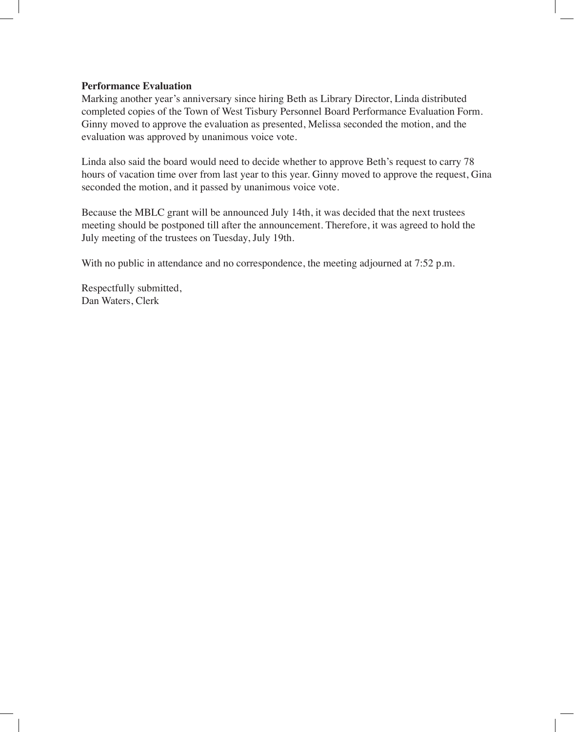**Performance Evaluation**

Marking another year's anniversary since hiring Beth as Library Director, Linda distributed completed copies of the Town of West Tisbury Personnel Board Performance Evaluation Form. Ginny moved to approve the evaluation as presented, Melissa seconded the motion, and the evaluation was approved by unanimous voice vote.

Linda also said the board would need to decide whether to approve Beth's request to carry 78 hours of vacation time over from last year to this year. Ginny moved to approve the request, Gina seconded the motion, and it passed by unanimous voice vote.

Because the MBLC grant will be announced July 14th, it was decided that the next trustees meeting should be postponed till after the announcement. Therefore, it was agreed to hold the July meeting of the trustees on Tuesday, July 19th.

With no public in attendance and no correspondence, the meeting adjourned at 7:52 p.m.

Respectfully submitted,
Dan Waters, Clerk